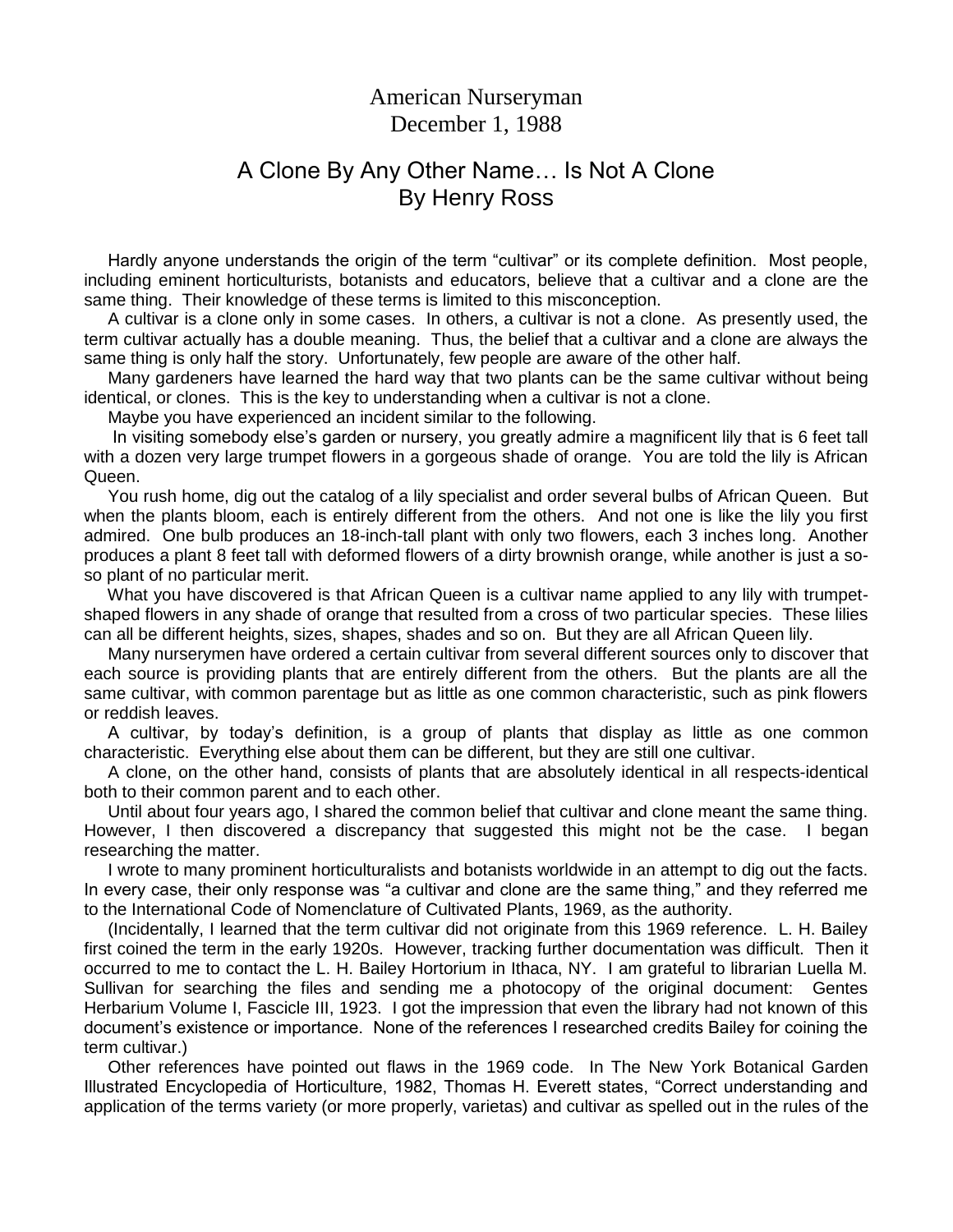American Nurseryman
December 1, 1988

# A Clone By Any Other Name… Is Not A Clone
## By Henry Ross

Hardly anyone understands the origin of the term "cultivar" or its complete definition. Most people, including eminent horticulturists, botanists and educators, believe that a cultivar and a clone are the same thing. Their knowledge of these terms is limited to this misconception.

A cultivar is a clone only in some cases. In others, a cultivar is not a clone. As presently used, the term cultivar actually has a double meaning. Thus, the belief that a cultivar and a clone are always the same thing is only half the story. Unfortunately, few people are aware of the other half.

Many gardeners have learned the hard way that two plants can be the same cultivar without being identical, or clones. This is the key to understanding when a cultivar is not a clone.

Maybe you have experienced an incident similar to the following.

In visiting somebody else's garden or nursery, you greatly admire a magnificent lily that is 6 feet tall with a dozen very large trumpet flowers in a gorgeous shade of orange. You are told the lily is African Queen.

You rush home, dig out the catalog of a lily specialist and order several bulbs of African Queen. But when the plants bloom, each is entirely different from the others. And not one is like the lily you first admired. One bulb produces an 18-inch-tall plant with only two flowers, each 3 inches long. Another produces a plant 8 feet tall with deformed flowers of a dirty brownish orange, while another is just a so-so plant of no particular merit.

What you have discovered is that African Queen is a cultivar name applied to any lily with trumpet-shaped flowers in any shade of orange that resulted from a cross of two particular species. These lilies can all be different heights, sizes, shapes, shades and so on. But they are all African Queen lily.

Many nurserymen have ordered a certain cultivar from several different sources only to discover that each source is providing plants that are entirely different from the others. But the plants are all the same cultivar, with common parentage but as little as one common characteristic, such as pink flowers or reddish leaves.

A cultivar, by today's definition, is a group of plants that display as little as one common characteristic. Everything else about them can be different, but they are still one cultivar.

A clone, on the other hand, consists of plants that are absolutely identical in all respects-identical both to their common parent and to each other.

Until about four years ago, I shared the common belief that cultivar and clone meant the same thing. However, I then discovered a discrepancy that suggested this might not be the case. I began researching the matter.

I wrote to many prominent horticulturalists and botanists worldwide in an attempt to dig out the facts. In every case, their only response was "a cultivar and clone are the same thing," and they referred me to the International Code of Nomenclature of Cultivated Plants, 1969, as the authority.

(Incidentally, I learned that the term cultivar did not originate from this 1969 reference. L. H. Bailey first coined the term in the early 1920s. However, tracking further documentation was difficult. Then it occurred to me to contact the L. H. Bailey Hortorium in Ithaca, NY. I am grateful to librarian Luella M. Sullivan for searching the files and sending me a photocopy of the original document: Gentes Herbarium Volume I, Fascicle III, 1923. I got the impression that even the library had not known of this document's existence or importance. None of the references I researched credits Bailey for coining the term cultivar.)

Other references have pointed out flaws in the 1969 code. In The New York Botanical Garden Illustrated Encyclopedia of Horticulture, 1982, Thomas H. Everett states, "Correct understanding and application of the terms variety (or more properly, varietas) and cultivar as spelled out in the rules of the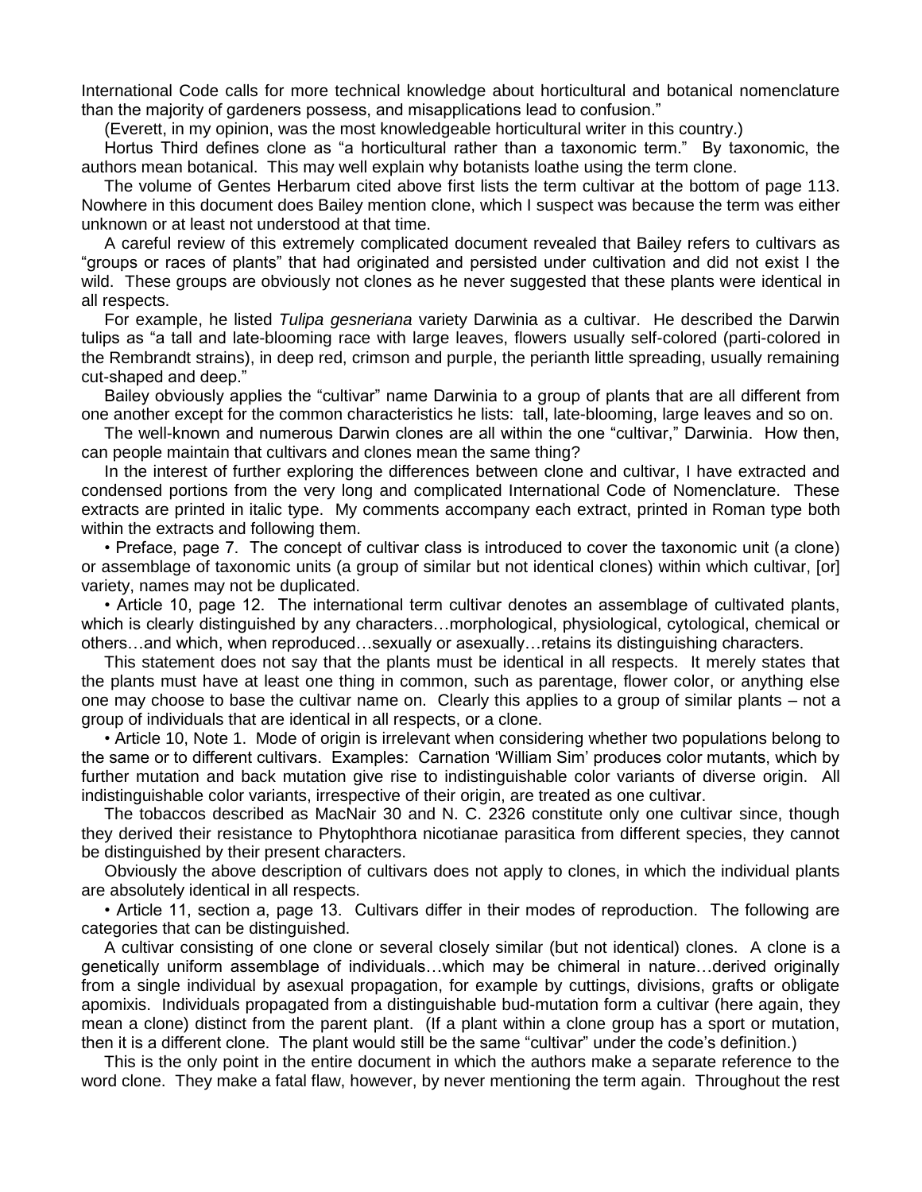International Code calls for more technical knowledge about horticultural and botanical nomenclature than the majority of gardeners possess, and misapplications lead to confusion."

(Everett, in my opinion, was the most knowledgeable horticultural writer in this country.)

Hortus Third defines clone as "a horticultural rather than a taxonomic term." By taxonomic, the authors mean botanical. This may well explain why botanists loathe using the term clone.

The volume of Gentes Herbarum cited above first lists the term cultivar at the bottom of page 113. Nowhere in this document does Bailey mention clone, which I suspect was because the term was either unknown or at least not understood at that time.

A careful review of this extremely complicated document revealed that Bailey refers to cultivars as "groups or races of plants" that had originated and persisted under cultivation and did not exist I the wild. These groups are obviously not clones as he never suggested that these plants were identical in all respects.

For example, he listed *Tulipa gesneriana* variety Darwinia as a cultivar. He described the Darwin tulips as "a tall and late-blooming race with large leaves, flowers usually self-colored (parti-colored in the Rembrandt strains), in deep red, crimson and purple, the perianth little spreading, usually remaining cut-shaped and deep."

Bailey obviously applies the "cultivar" name Darwinia to a group of plants that are all different from one another except for the common characteristics he lists: tall, late-blooming, large leaves and so on.

The well-known and numerous Darwin clones are all within the one "cultivar," Darwinia. How then, can people maintain that cultivars and clones mean the same thing?

In the interest of further exploring the differences between clone and cultivar, I have extracted and condensed portions from the very long and complicated International Code of Nomenclature. These extracts are printed in italic type. My comments accompany each extract, printed in Roman type both within the extracts and following them.

• Preface, page 7. The concept of cultivar class is introduced to cover the taxonomic unit (a clone) or assemblage of taxonomic units (a group of similar but not identical clones) within which cultivar, [or] variety, names may not be duplicated.

• Article 10, page 12. The international term cultivar denotes an assemblage of cultivated plants, which is clearly distinguished by any characters…morphological, physiological, cytological, chemical or others…and which, when reproduced…sexually or asexually…retains its distinguishing characters.

This statement does not say that the plants must be identical in all respects. It merely states that the plants must have at least one thing in common, such as parentage, flower color, or anything else one may choose to base the cultivar name on. Clearly this applies to a group of similar plants – not a group of individuals that are identical in all respects, or a clone.

• Article 10, Note 1. Mode of origin is irrelevant when considering whether two populations belong to the same or to different cultivars. Examples: Carnation 'William Sim' produces color mutants, which by further mutation and back mutation give rise to indistinguishable color variants of diverse origin. All indistinguishable color variants, irrespective of their origin, are treated as one cultivar.

The tobaccos described as MacNair 30 and N. C. 2326 constitute only one cultivar since, though they derived their resistance to Phytophthora nicotianae parasitica from different species, they cannot be distinguished by their present characters.

Obviously the above description of cultivars does not apply to clones, in which the individual plants are absolutely identical in all respects.

• Article 11, section a, page 13. Cultivars differ in their modes of reproduction. The following are categories that can be distinguished.

A cultivar consisting of one clone or several closely similar (but not identical) clones. A clone is a genetically uniform assemblage of individuals…which may be chimeral in nature…derived originally from a single individual by asexual propagation, for example by cuttings, divisions, grafts or obligate apomixis. Individuals propagated from a distinguishable bud-mutation form a cultivar (here again, they mean a clone) distinct from the parent plant. (If a plant within a clone group has a sport or mutation, then it is a different clone. The plant would still be the same "cultivar" under the code's definition.)

This is the only point in the entire document in which the authors make a separate reference to the word clone. They make a fatal flaw, however, by never mentioning the term again. Throughout the rest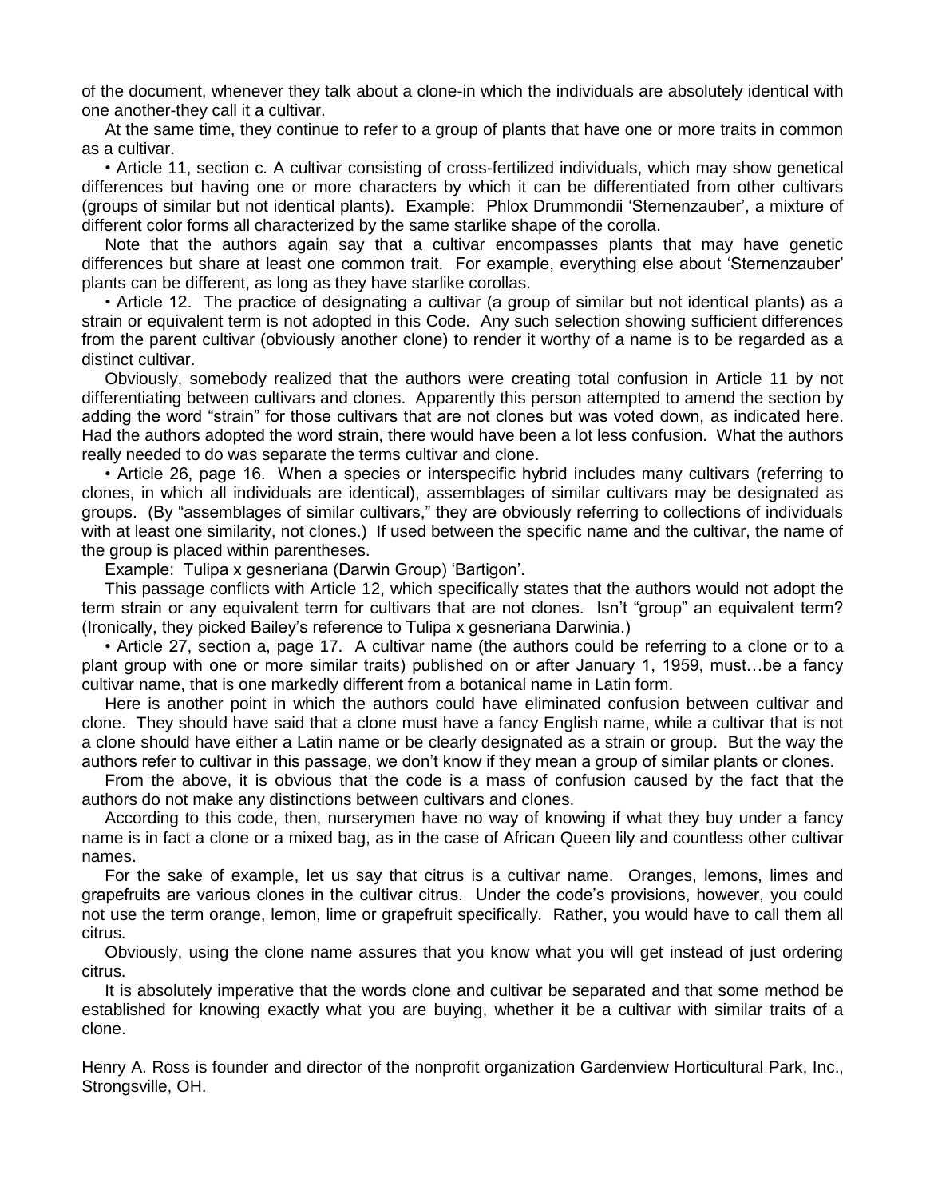of the document, whenever they talk about a clone-in which the individuals are absolutely identical with one another-they call it a cultivar.

At the same time, they continue to refer to a group of plants that have one or more traits in common as a cultivar.

• Article 11, section c. A cultivar consisting of cross-fertilized individuals, which may show genetical differences but having one or more characters by which it can be differentiated from other cultivars (groups of similar but not identical plants). Example: Phlox Drummondii 'Sternenzauber', a mixture of different color forms all characterized by the same starlike shape of the corolla.

Note that the authors again say that a cultivar encompasses plants that may have genetic differences but share at least one common trait. For example, everything else about 'Sternenzauber' plants can be different, as long as they have starlike corollas.

• Article 12. The practice of designating a cultivar (a group of similar but not identical plants) as a strain or equivalent term is not adopted in this Code. Any such selection showing sufficient differences from the parent cultivar (obviously another clone) to render it worthy of a name is to be regarded as a distinct cultivar.

Obviously, somebody realized that the authors were creating total confusion in Article 11 by not differentiating between cultivars and clones. Apparently this person attempted to amend the section by adding the word "strain" for those cultivars that are not clones but was voted down, as indicated here. Had the authors adopted the word strain, there would have been a lot less confusion. What the authors really needed to do was separate the terms cultivar and clone.

• Article 26, page 16. When a species or interspecific hybrid includes many cultivars (referring to clones, in which all individuals are identical), assemblages of similar cultivars may be designated as groups. (By "assemblages of similar cultivars," they are obviously referring to collections of individuals with at least one similarity, not clones.) If used between the specific name and the cultivar, the name of the group is placed within parentheses.

Example: Tulipa x gesneriana (Darwin Group) 'Bartigon'.

This passage conflicts with Article 12, which specifically states that the authors would not adopt the term strain or any equivalent term for cultivars that are not clones. Isn't "group" an equivalent term? (Ironically, they picked Bailey's reference to Tulipa x gesneriana Darwinia.)

• Article 27, section a, page 17. A cultivar name (the authors could be referring to a clone or to a plant group with one or more similar traits) published on or after January 1, 1959, must…be a fancy cultivar name, that is one markedly different from a botanical name in Latin form.

Here is another point in which the authors could have eliminated confusion between cultivar and clone. They should have said that a clone must have a fancy English name, while a cultivar that is not a clone should have either a Latin name or be clearly designated as a strain or group. But the way the authors refer to cultivar in this passage, we don't know if they mean a group of similar plants or clones.

From the above, it is obvious that the code is a mass of confusion caused by the fact that the authors do not make any distinctions between cultivars and clones.

According to this code, then, nurserymen have no way of knowing if what they buy under a fancy name is in fact a clone or a mixed bag, as in the case of African Queen lily and countless other cultivar names.

For the sake of example, let us say that citrus is a cultivar name. Oranges, lemons, limes and grapefruits are various clones in the cultivar citrus. Under the code's provisions, however, you could not use the term orange, lemon, lime or grapefruit specifically. Rather, you would have to call them all citrus.

Obviously, using the clone name assures that you know what you will get instead of just ordering citrus.

It is absolutely imperative that the words clone and cultivar be separated and that some method be established for knowing exactly what you are buying, whether it be a cultivar with similar traits of a clone.

Henry A. Ross is founder and director of the nonprofit organization Gardenview Horticultural Park, Inc., Strongsville, OH.